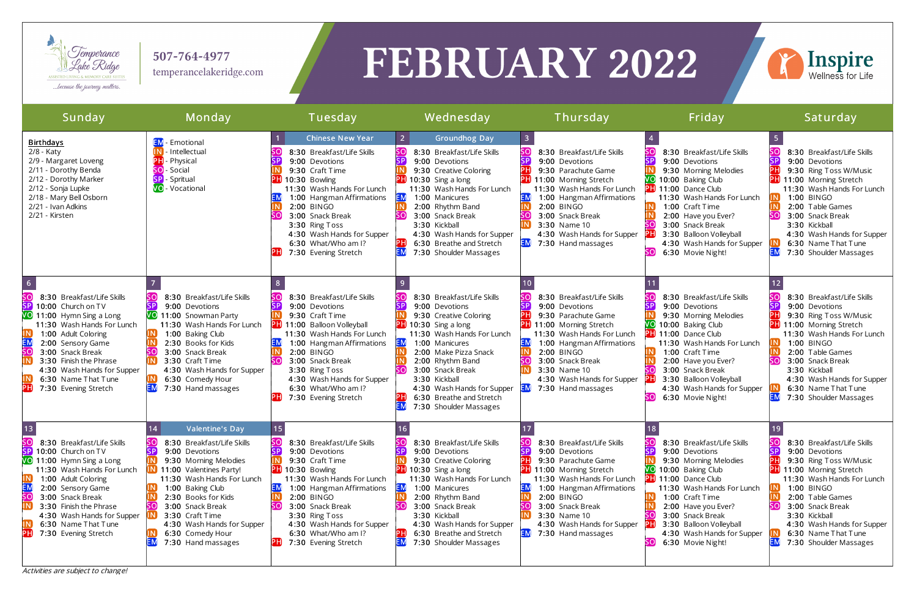Temperance Lake Ridge — Assisted Living & Memory Care Suites — ...because the journey matters.

507-764-4977
temperancelakeridge.com

# FEBRUARY 2022

Inspire Wellness for Life

| Sunday | Monday | Tuesday | Wednesday | Thursday | Friday | Saturday |
|---|---|---|---|---|---|---|
| **Birthdays**<br>2/8 - Katy<br>2/9 - Margaret Loveng<br>2/11 - Dorothy Benda<br>2/12 - Dorothy Marker<br>2/12 - Sonja Lupke<br>2/18 - Mary Bell Osborn<br>2/21 - Ivan Adkins<br>2/21 - Kirsten | EM - Emotional<br>IN - Intellectual<br>PH - Physical<br>SO - Social<br>SP - Spritual<br>VO - Vocational | 1 **Chinese New Year**<br>SO 8:30 Breakfast/Life Skills<br>SP 9:00 Devotions<br>IN 9:30 Craft Time<br>PH 10:30 Bowling<br>11:30 Wash Hands For Lunch<br>EM 1:00 Hangman Affirmations<br>IN 2:00 BINGO<br>SO 3:00 Snack Break<br>3:30 Ring Toss<br>4:30 Wash Hands for Supper<br>6:30 What/Who am I?<br>PH 7:30 Evening Stretch | 2 **Groundhog Day**<br>SO 8:30 Breakfast/Life Skills<br>SP 9:00 Devotions<br>IN 9:30 Creative Coloring<br>PH 10:30 Sing a long<br>11:30 Wash Hands For Lunch<br>EM 1:00 Manicures<br>IN 2:00 Rhythm Band<br>SO 3:00 Snack Break<br>3:30 Kickball<br>4:30 Wash Hands for Supper<br>PH 6:30 Breathe and Stretch<br>EM 7:30 Shoulder Massages | 3<br>SO 8:30 Breakfast/Life Skills<br>SP 9:00 Devotions<br>PH 9:30 Parachute Game<br>PH 11:00 Morning Stretch<br>11:30 Wash Hands For Lunch<br>EM 1:00 Hangman Affirmations<br>IN 2:00 BINGO<br>SO 3:00 Snack Break<br>IN 3:30 Name 10<br>4:30 Wash Hands for Supper<br>EM 7:30 Hand massages | 4<br>SO 8:30 Breakfast/Life Skills<br>SP 9:00 Devotions<br>IN 9:30 Morning Melodies<br>VO 10:00 Baking Club<br>PH 11:00 Dance Club<br>11:30 Wash Hands For Lunch<br>IN 1:00 Craft Time<br>IN 2:00 Have you Ever?<br>SO 3:00 Snack Break<br>PH 3:30 Balloon Volleyball<br>4:30 Wash Hands for Supper<br>SO 6:30 Movie Night! | 5<br>SO 8:30 Breakfast/Life Skills<br>SP 9:00 Devotions<br>PH 9:30 Ring Toss W/Music<br>PH 11:00 Morning Stretch<br>11:30 Wash Hands For Lunch<br>IN 1:00 BINGO<br>IN 2:00 Table Games<br>SO 3:00 Snack Break<br>3:30 Kickball<br>4:30 Wash Hands for Supper<br>IN 6:30 Name That Tune<br>EM 7:30 Shoulder Massages |
| 6<br>SO 8:30 Breakfast/Life Skills<br>SP 10:00 Church on TV<br>VO 11:00 Hymn Sing a Long<br>11:30 Wash Hands For Lunch<br>IN 1:00 Adult Coloring<br>EM 2:00 Sensory Game<br>SO 3:00 Snack Break<br>IN 3:30 Finish the Phrase<br>4:30 Wash Hands for Supper<br>IN 6:30 Name That Tune<br>PH 7:30 Evening Stretch | 7<br>SO 8:30 Breakfast/Life Skills<br>SP 9:00 Devotions<br>VO 11:00 Snowman Party<br>11:30 Wash Hands For Lunch<br>IN 1:00 Baking Club<br>IN 2:30 Books for Kids<br>SO 3:00 Snack Break<br>IN 3:30 Craft Time<br>4:30 Wash Hands for Supper<br>IN 6:30 Comedy Hour<br>EM 7:30 Hand massages | 8<br>SO 8:30 Breakfast/Life Skills<br>SP 9:00 Devotions<br>IN 9:30 Craft Time<br>PH 11:00 Balloon Volleyball<br>11:30 Wash Hands For Lunch<br>EM 1:00 Hangman Affirmations<br>IN 2:00 BINGO<br>SO 3:00 Snack Break<br>3:30 Ring Toss<br>4:30 Wash Hands for Supper<br>6:30 What/Who am I?<br>PH 7:30 Evening Stretch | 9<br>SO 8:30 Breakfast/Life Skills<br>SP 9:00 Devotions<br>IN 9:30 Creative Coloring<br>PH 10:30 Sing a long<br>11:30 Wash Hands For Lunch<br>EM 1:00 Manicures<br>IN 2:00 Make Pizza Snack<br>IN 2:00 Rhythm Band<br>SO 3:00 Snack Break<br>3:30 Kickball<br>4:30 Wash Hands for Supper<br>PH 6:30 Breathe and Stretch<br>EM 7:30 Shoulder Massages | 10<br>SO 8:30 Breakfast/Life Skills<br>SP 9:00 Devotions<br>PH 9:30 Parachute Game<br>PH 11:00 Morning Stretch<br>11:30 Wash Hands For Lunch<br>EM 1:00 Hangman Affirmations<br>IN 2:00 BINGO<br>SO 3:00 Snack Break<br>IN 3:30 Name 10<br>4:30 Wash Hands for Supper<br>EM 7:30 Hand massages | 11<br>SO 8:30 Breakfast/Life Skills<br>SP 9:00 Devotions<br>IN 9:30 Morning Melodies<br>VO 10:00 Baking Club<br>PH 11:00 Dance Club<br>11:30 Wash Hands For Lunch<br>IN 1:00 Craft Time<br>IN 2:00 Have you Ever?<br>SO 3:00 Snack Break<br>PH 3:30 Balloon Volleyball<br>4:30 Wash Hands for Supper<br>SO 6:30 Movie Night! | 12<br>SO 8:30 Breakfast/Life Skills<br>SP 9:00 Devotions<br>PH 9:30 Ring Toss W/Music<br>PH 11:00 Morning Stretch<br>11:30 Wash Hands For Lunch<br>IN 1:00 BINGO<br>IN 2:00 Table Games<br>SO 3:00 Snack Break<br>3:30 Kickball<br>4:30 Wash Hands for Supper<br>IN 6:30 Name That Tune<br>EM 7:30 Shoulder Massages |
| 13<br>SO 8:30 Breakfast/Life Skills<br>SP 10:00 Church on TV<br>VO 11:00 Hymn Sing a Long<br>11:30 Wash Hands For Lunch<br>IN 1:00 Adult Coloring<br>EM 2:00 Sensory Game<br>SO 3:00 Snack Break<br>IN 3:30 Finish the Phrase<br>4:30 Wash Hands for Supper<br>IN 6:30 Name That Tune<br>PH 7:30 Evening Stretch | 14 **Valentine's Day**<br>SO 8:30 Breakfast/Life Skills<br>SP 9:00 Devotions<br>IN 9:30 Morning Melodies<br>IN 11:00 Valentines Party!<br>11:30 Wash Hands For Lunch<br>IN 1:00 Baking Club<br>IN 2:30 Books for Kids<br>SO 3:00 Snack Break<br>IN 3:30 Craft Time<br>4:30 Wash Hands for Supper<br>IN 6:30 Comedy Hour<br>EM 7:30 Hand massages | 15<br>SO 8:30 Breakfast/Life Skills<br>SP 9:00 Devotions<br>IN 9:30 Craft Time<br>PH 10:30 Bowling<br>11:30 Wash Hands For Lunch<br>EM 1:00 Hangman Affirmations<br>IN 2:00 BINGO<br>SO 3:00 Snack Break<br>3:30 Ring Toss<br>4:30 Wash Hands for Supper<br>6:30 What/Who am I?<br>PH 7:30 Evening Stretch | 16<br>SO 8:30 Breakfast/Life Skills<br>SP 9:00 Devotions<br>IN 9:30 Creative Coloring<br>PH 10:30 Sing a long<br>11:30 Wash Hands For Lunch<br>EM 1:00 Manicures<br>IN 2:00 Rhythm Band<br>SO 3:00 Snack Break<br>3:30 Kickball<br>4:30 Wash Hands for Supper<br>PH 6:30 Breathe and Stretch<br>EM 7:30 Shoulder Massages | 17<br>SO 8:30 Breakfast/Life Skills<br>SP 9:00 Devotions<br>PH 9:30 Parachute Game<br>PH 11:00 Morning Stretch<br>11:30 Wash Hands For Lunch<br>EM 1:00 Hangman Affirmations<br>IN 2:00 BINGO<br>SO 3:00 Snack Break<br>IN 3:30 Name 10<br>4:30 Wash Hands for Supper<br>EM 7:30 Hand massages | 18<br>SO 8:30 Breakfast/Life Skills<br>SP 9:00 Devotions<br>IN 9:30 Morning Melodies<br>VO 10:00 Baking Club<br>PH 11:00 Dance Club<br>11:30 Wash Hands For Lunch<br>IN 1:00 Craft Time<br>IN 2:00 Have you Ever?<br>SO 3:00 Snack Break<br>PH 3:30 Balloon Volleyball<br>4:30 Wash Hands for Supper<br>SO 6:30 Movie Night! | 19<br>SO 8:30 Breakfast/Life Skills<br>SP 9:00 Devotions<br>PH 9:30 Ring Toss W/Music<br>PH 11:00 Morning Stretch<br>11:30 Wash Hands For Lunch<br>IN 1:00 BINGO<br>IN 2:00 Table Games<br>SO 3:00 Snack Break<br>3:30 Kickball<br>4:30 Wash Hands for Supper<br>IN 6:30 Name That Tune<br>EM 7:30 Shoulder Massages |

*Activities are subject to change!*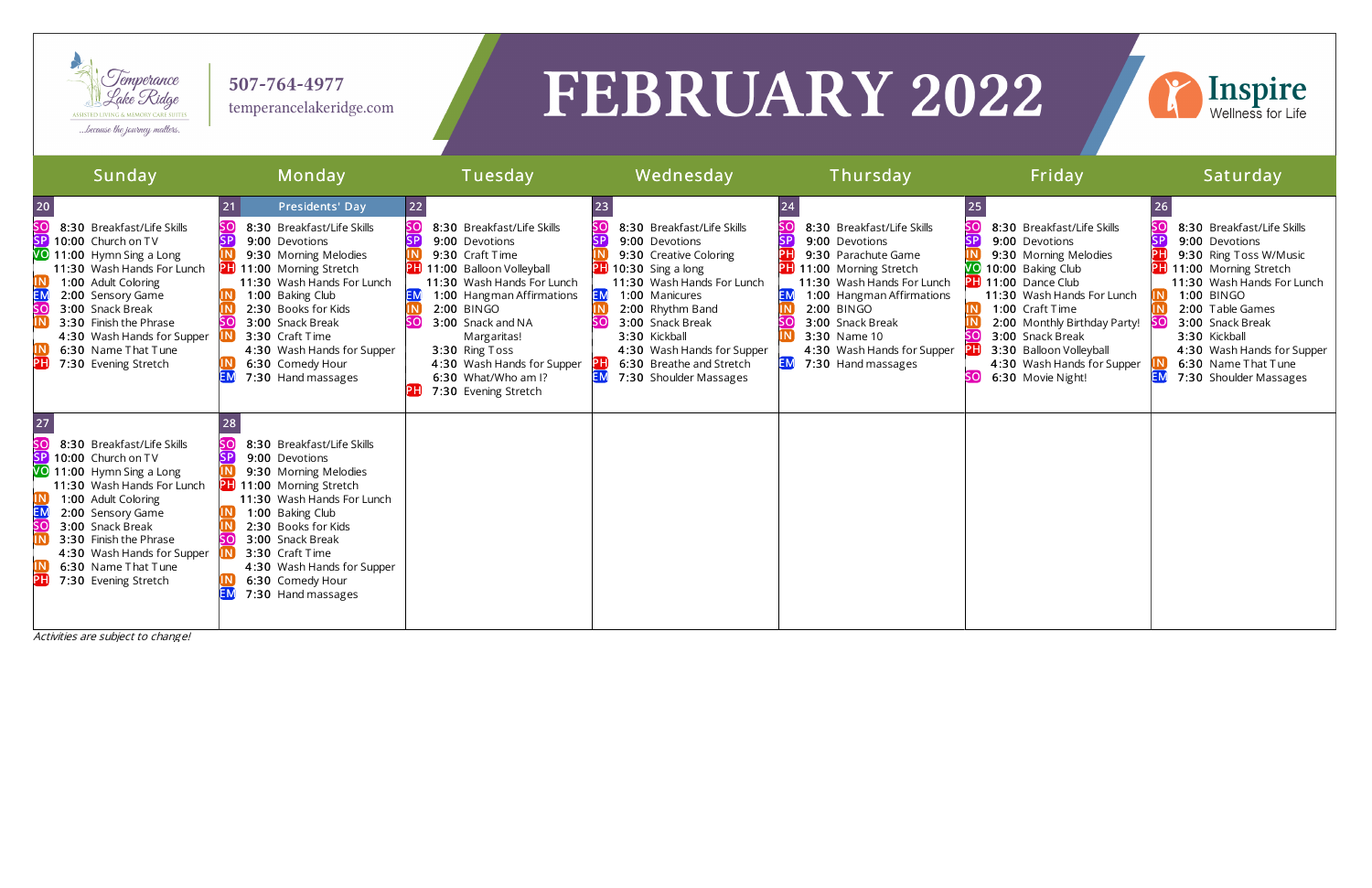Temperance Lake Ridge
ASSISTED LIVING & MEMORY CARE SUITES
...because the journey matters.

507-764-4977
temperancelakeridge.com

# FEBRUARY 2022

Inspire
Wellness for Life

| Sunday | Monday | Tuesday | Wednesday | Thursday | Friday | Saturday |
|---|---|---|---|---|---|---|
| 20<br>SO 8:30 Breakfast/Life Skills<br>SP 10:00 Church on TV<br>VO 11:00 Hymn Sing a Long<br>11:30 Wash Hands For Lunch<br>IN 1:00 Adult Coloring<br>EM 2:00 Sensory Game<br>SO 3:00 Snack Break<br>IN 3:30 Finish the Phrase<br>4:30 Wash Hands for Supper<br>IN 6:30 Name That Tune<br>PH 7:30 Evening Stretch | 21 Presidents' Day<br>SO 8:30 Breakfast/Life Skills<br>SP 9:00 Devotions<br>IN 9:30 Morning Melodies<br>PH 11:00 Morning Stretch<br>11:30 Wash Hands For Lunch<br>IN 1:00 Baking Club<br>IN 2:30 Books for Kids<br>SO 3:00 Snack Break<br>IN 3:30 Craft Time<br>4:30 Wash Hands for Supper<br>IN 6:30 Comedy Hour<br>EM 7:30 Hand massages | 22<br>SO 8:30 Breakfast/Life Skills<br>SP 9:00 Devotions<br>IN 9:30 Craft Time<br>PH 11:00 Balloon Volleyball<br>11:30 Wash Hands For Lunch<br>EM 1:00 Hangman Affirmations<br>IN 2:00 BINGO<br>SO 3:00 Snack and NA Margaritas!<br>3:30 Ring Toss<br>4:30 Wash Hands for Supper<br>6:30 What/Who am I?<br>PH 7:30 Evening Stretch | 23<br>SO 8:30 Breakfast/Life Skills<br>SP 9:00 Devotions<br>IN 9:30 Creative Coloring<br>PH 10:30 Sing a long<br>11:30 Wash Hands For Lunch<br>EM 1:00 Manicures<br>IN 2:00 Rhythm Band<br>SO 3:00 Snack Break<br>3:30 Kickball<br>4:30 Wash Hands for Supper<br>PH 6:30 Breathe and Stretch<br>EM 7:30 Shoulder Massages | 24<br>SO 8:30 Breakfast/Life Skills<br>SP 9:00 Devotions<br>PH 9:30 Parachute Game<br>PH 11:00 Morning Stretch<br>11:30 Wash Hands For Lunch<br>EM 1:00 Hangman Affirmations<br>IN 2:00 BINGO<br>SO 3:00 Snack Break<br>IN 3:30 Name 10<br>4:30 Wash Hands for Supper<br>EM 7:30 Hand massages | 25<br>SO 8:30 Breakfast/Life Skills<br>SP 9:00 Devotions<br>IN 9:30 Morning Melodies<br>VO 10:00 Baking Club<br>PH 11:00 Dance Club<br>11:30 Wash Hands For Lunch<br>IN 1:00 Craft Time<br>IN 2:00 Monthly Birthday Party!<br>SO 3:00 Snack Break<br>PH 3:30 Balloon Volleyball<br>4:30 Wash Hands for Supper<br>SO 6:30 Movie Night! | 26<br>SO 8:30 Breakfast/Life Skills<br>SP 9:00 Devotions<br>PH 9:30 Ring Toss W/Music<br>PH 11:00 Morning Stretch<br>11:30 Wash Hands For Lunch<br>IN 1:00 BINGO<br>IN 2:00 Table Games<br>SO 3:00 Snack Break<br>3:30 Kickball<br>4:30 Wash Hands for Supper<br>IN 6:30 Name That Tune<br>EM 7:30 Shoulder Massages |
| 27<br>SO 8:30 Breakfast/Life Skills<br>SP 10:00 Church on TV<br>VO 11:00 Hymn Sing a Long<br>11:30 Wash Hands For Lunch<br>IN 1:00 Adult Coloring<br>EM 2:00 Sensory Game<br>SO 3:00 Snack Break<br>IN 3:30 Finish the Phrase<br>4:30 Wash Hands for Supper<br>IN 6:30 Name That Tune<br>PH 7:30 Evening Stretch | 28<br>SO 8:30 Breakfast/Life Skills<br>SP 9:00 Devotions<br>IN 9:30 Morning Melodies<br>PH 11:00 Morning Stretch<br>11:30 Wash Hands For Lunch<br>IN 1:00 Baking Club<br>IN 2:30 Books for Kids<br>SO 3:00 Snack Break<br>IN 3:30 Craft Time<br>4:30 Wash Hands for Supper<br>IN 6:30 Comedy Hour<br>EM 7:30 Hand massages | | | | | |

*Activities are subject to change!*